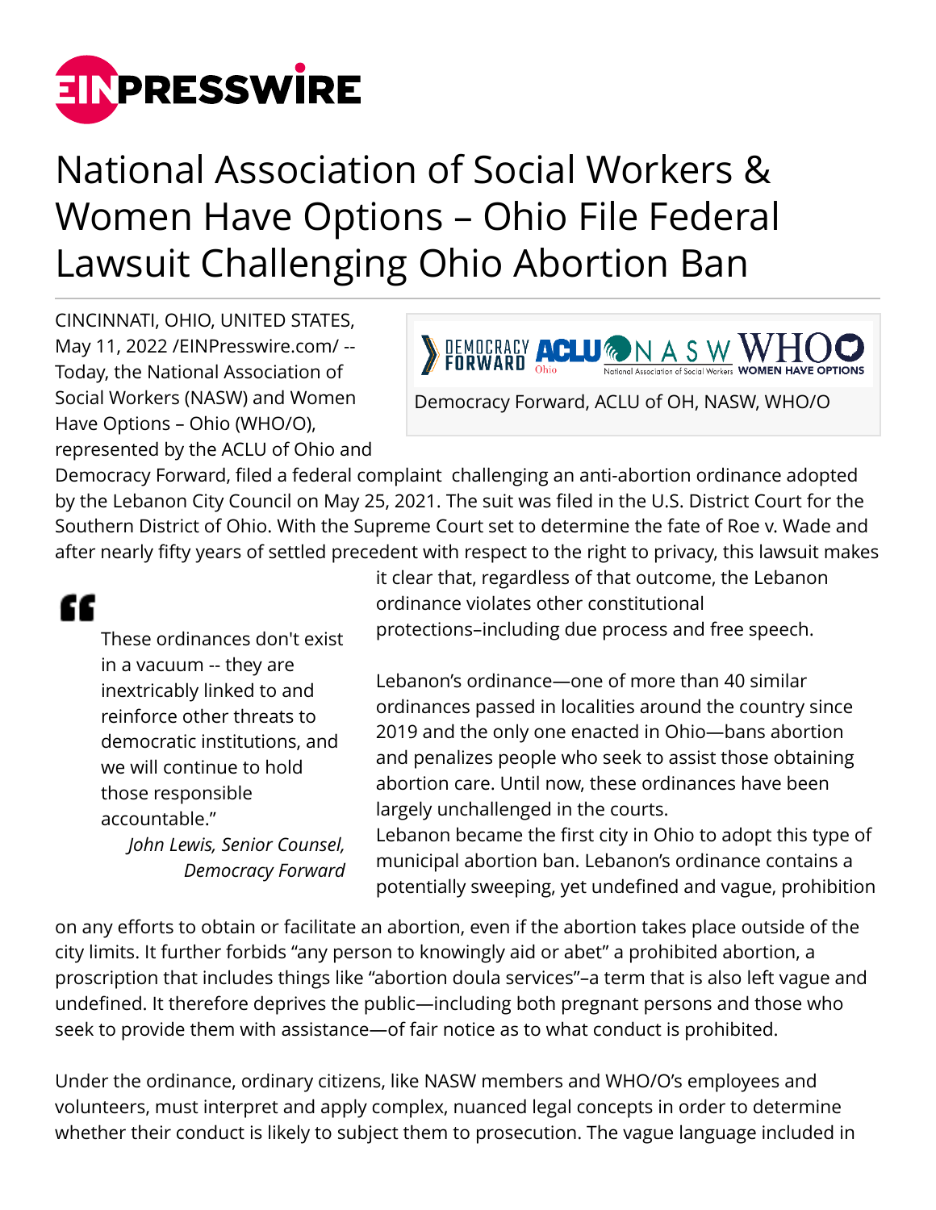# National Association of Social Workers & Women Have Options – Ohio File Federal Lawsuit Challenging Ohio Abortion Ban

CINCINNATI, OHIO, UNITED STATES, May 11, 2022 /EINPresswire.com/ -- Today, the National Association of Social Workers (NASW) and Women Have Options – Ohio (WHO/O), represented by the ACLU of Ohio and Democracy Forward, filed a federal complaint challenging an anti-abortion ordinance adopted by the Lebanon City Council on May 25, 2021. The suit was filed in the U.S. District Court for the Southern District of Ohio. With the Supreme Court set to determine the fate of Roe v. Wade and after nearly fifty years of settled precedent with respect to the right to privacy, this lawsuit makes it clear that, regardless of that outcome, the Lebanon ordinance violates other constitutional protections–including due process and free speech.

Democracy Forward, ACLU of OH, NASW, WHO/O

> These ordinances don't exist in a vacuum -- they are inextricably linked to and reinforce other threats to democratic institutions, and we will continue to hold those responsible accountable."
>
> *John Lewis, Senior Counsel, Democracy Forward*

Lebanon's ordinance—one of more than 40 similar ordinances passed in localities around the country since 2019 and the only one enacted in Ohio—bans abortion and penalizes people who seek to assist those obtaining abortion care. Until now, these ordinances have been largely unchallenged in the courts.

Lebanon became the first city in Ohio to adopt this type of municipal abortion ban. Lebanon's ordinance contains a potentially sweeping, yet undefined and vague, prohibition on any efforts to obtain or facilitate an abortion, even if the abortion takes place outside of the city limits. It further forbids "any person to knowingly aid or abet" a prohibited abortion, a proscription that includes things like "abortion doula services"–a term that is also left vague and undefined. It therefore deprives the public—including both pregnant persons and those who seek to provide them with assistance—of fair notice as to what conduct is prohibited.

Under the ordinance, ordinary citizens, like NASW members and WHO/O's employees and volunteers, must interpret and apply complex, nuanced legal concepts in order to determine whether their conduct is likely to subject them to prosecution. The vague language included in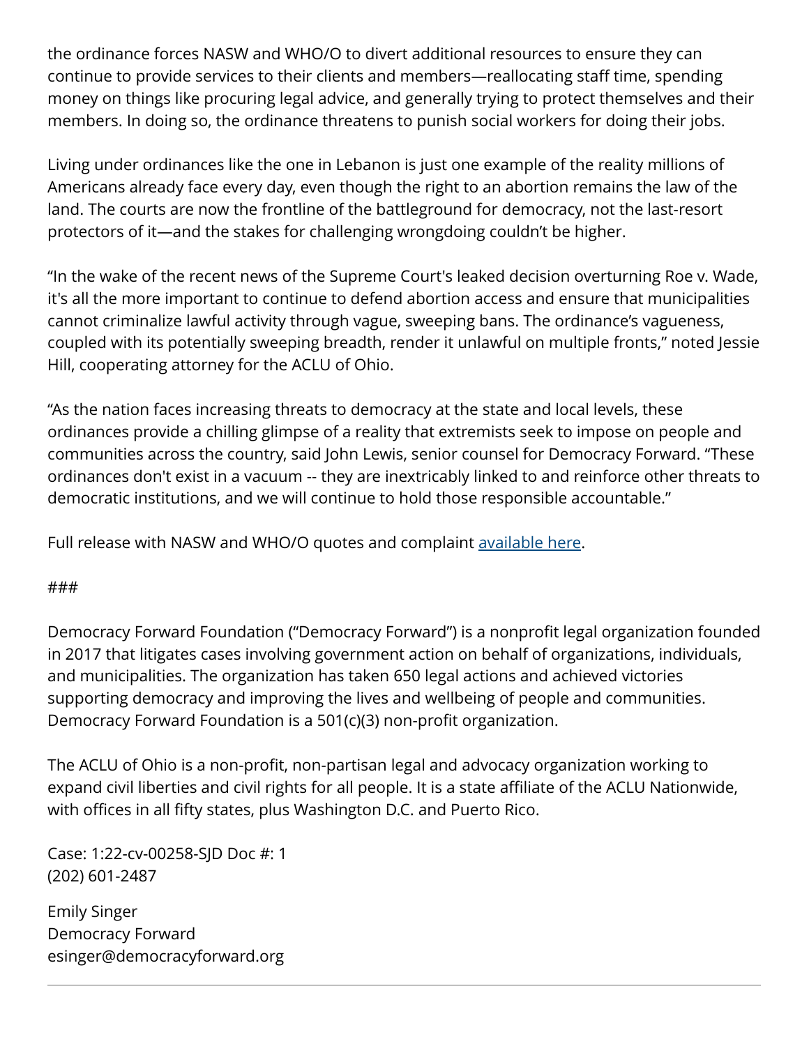the ordinance forces NASW and WHO/O to divert additional resources to ensure they can continue to provide services to their clients and members—reallocating staff time, spending money on things like procuring legal advice, and generally trying to protect themselves and their members. In doing so, the ordinance threatens to punish social workers for doing their jobs.

Living under ordinances like the one in Lebanon is just one example of the reality millions of Americans already face every day, even though the right to an abortion remains the law of the land. The courts are now the frontline of the battleground for democracy, not the last-resort protectors of it—and the stakes for challenging wrongdoing couldn't be higher.

"In the wake of the recent news of the Supreme Court's leaked decision overturning Roe v. Wade, it's all the more important to continue to defend abortion access and ensure that municipalities cannot criminalize lawful activity through vague, sweeping bans. The ordinance's vagueness, coupled with its potentially sweeping breadth, render it unlawful on multiple fronts," noted Jessie Hill, cooperating attorney for the ACLU of Ohio.

"As the nation faces increasing threats to democracy at the state and local levels, these ordinances provide a chilling glimpse of a reality that extremists seek to impose on people and communities across the country, said John Lewis, senior counsel for Democracy Forward. "These ordinances don't exist in a vacuum -- they are inextricably linked to and reinforce other threats to democratic institutions, and we will continue to hold those responsible accountable."

Full release with NASW and WHO/O quotes and complaint [available here](#).

###

Democracy Forward Foundation ("Democracy Forward") is a nonprofit legal organization founded in 2017 that litigates cases involving government action on behalf of organizations, individuals, and municipalities. The organization has taken 650 legal actions and achieved victories supporting democracy and improving the lives and wellbeing of people and communities. Democracy Forward Foundation is a 501(c)(3) non-profit organization.

The ACLU of Ohio is a non-profit, non-partisan legal and advocacy organization working to expand civil liberties and civil rights for all people. It is a state affiliate of the ACLU Nationwide, with offices in all fifty states, plus Washington D.C. and Puerto Rico.

Case: 1:22-cv-00258-SJD Doc #: 1
(202) 601-2487

Emily Singer
Democracy Forward
esinger@democracyforward.org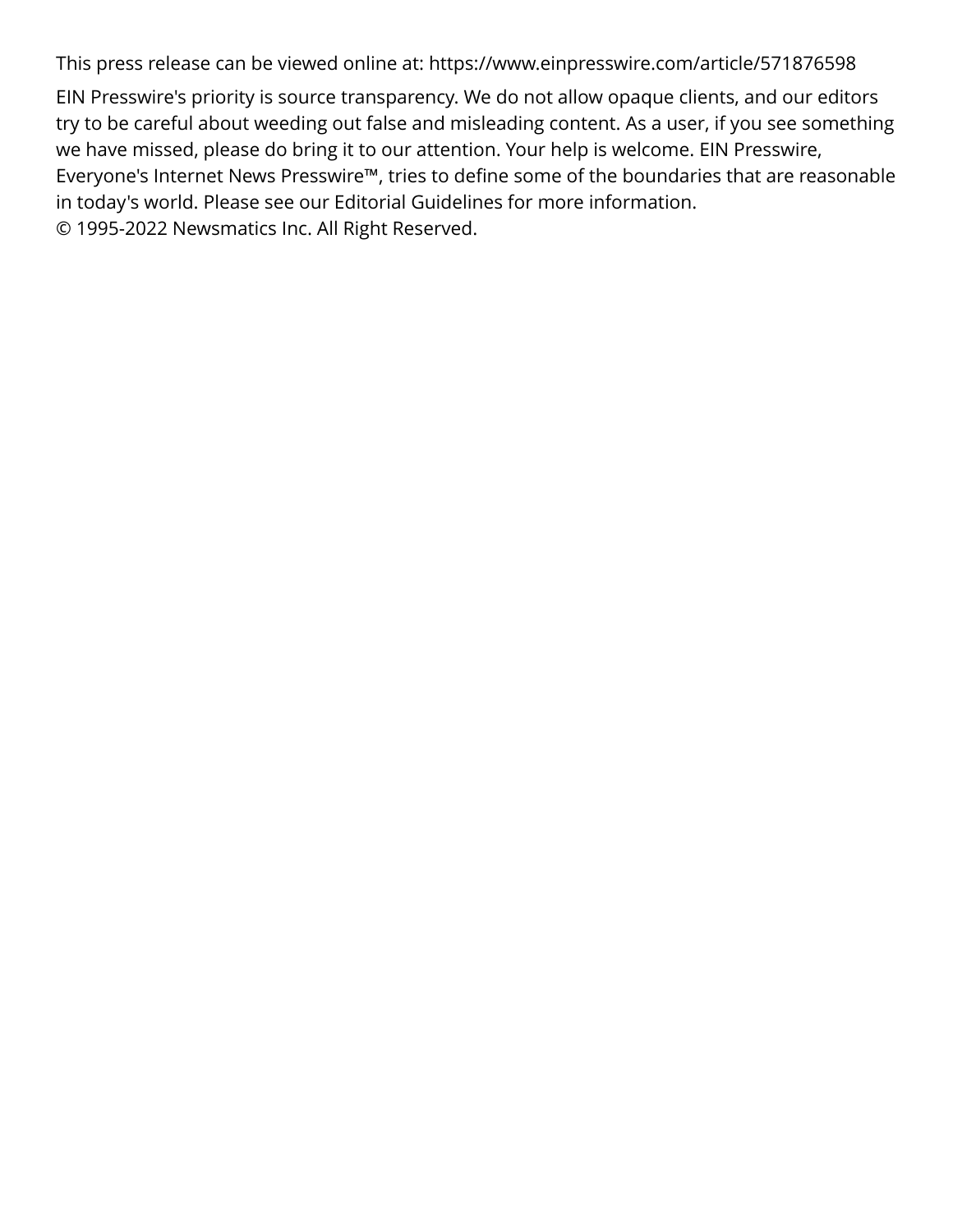This press release can be viewed online at: https://www.einpresswire.com/article/571876598

EIN Presswire's priority is source transparency. We do not allow opaque clients, and our editors try to be careful about weeding out false and misleading content. As a user, if you see something we have missed, please do bring it to our attention. Your help is welcome. EIN Presswire, Everyone's Internet News Presswire™, tries to define some of the boundaries that are reasonable in today's world. Please see our Editorial Guidelines for more information.
© 1995-2022 Newsmatics Inc. All Right Reserved.